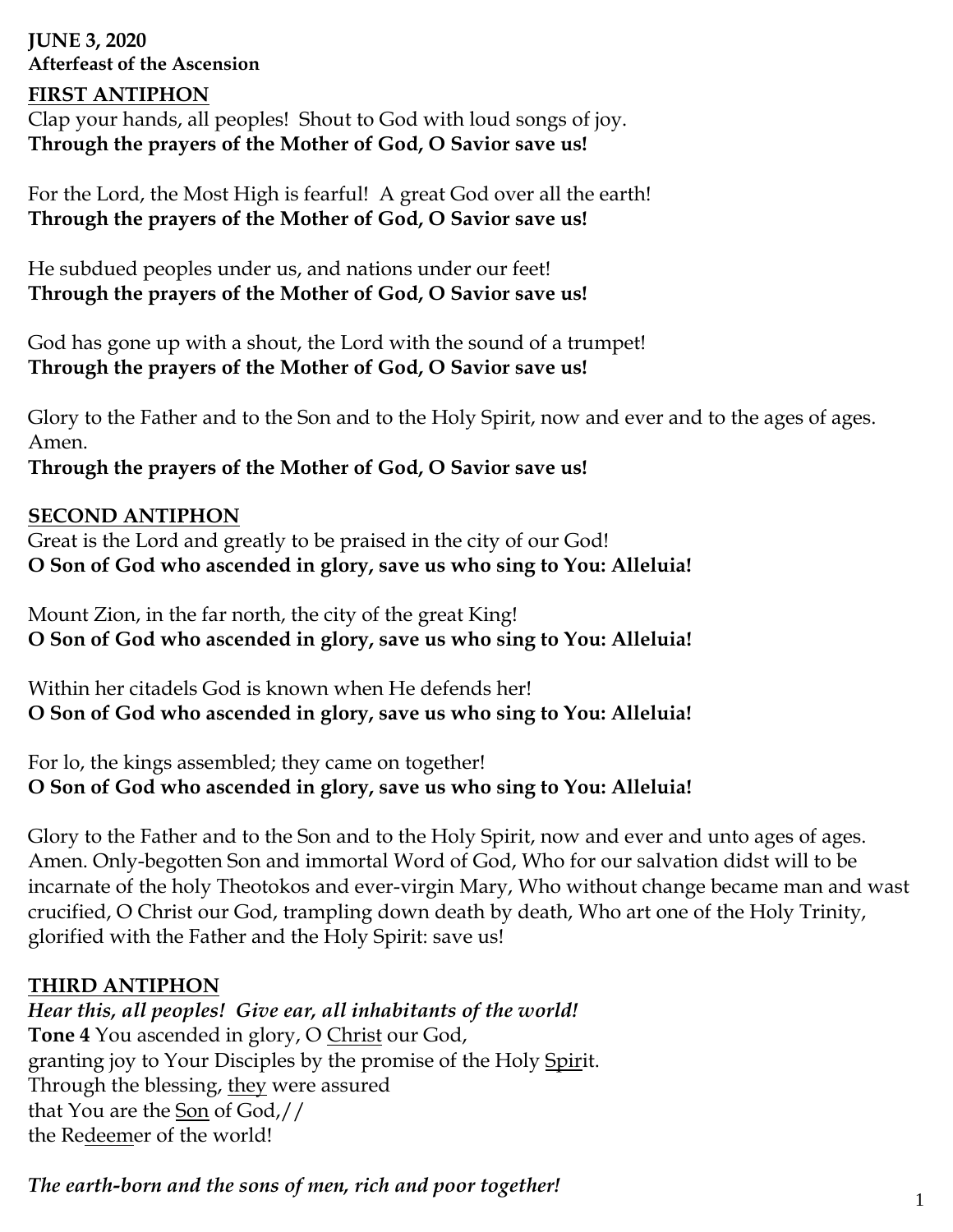**JUNE 3, 2020**
**Afterfeast of the Ascension**

## FIRST ANTIPHON

Clap your hands, all peoples! Shout to God with loud songs of joy.
**Through the prayers of the Mother of God, O Savior save us!**

For the Lord, the Most High is fearful! A great God over all the earth!
**Through the prayers of the Mother of God, O Savior save us!**

He subdued peoples under us, and nations under our feet!
**Through the prayers of the Mother of God, O Savior save us!**

God has gone up with a shout, the Lord with the sound of a trumpet!
**Through the prayers of the Mother of God, O Savior save us!**

Glory to the Father and to the Son and to the Holy Spirit, now and ever and to the ages of ages. Amen.
**Through the prayers of the Mother of God, O Savior save us!**

## SECOND ANTIPHON

Great is the Lord and greatly to be praised in the city of our God!
**O Son of God who ascended in glory, save us who sing to You: Alleluia!**

Mount Zion, in the far north, the city of the great King!
**O Son of God who ascended in glory, save us who sing to You: Alleluia!**

Within her citadels God is known when He defends her!
**O Son of God who ascended in glory, save us who sing to You: Alleluia!**

For lo, the kings assembled; they came on together!
**O Son of God who ascended in glory, save us who sing to You: Alleluia!**

Glory to the Father and to the Son and to the Holy Spirit, now and ever and unto ages of ages. Amen. Only-begotten Son and immortal Word of God, Who for our salvation didst will to be incarnate of the holy Theotokos and ever-virgin Mary, Who without change became man and wast crucified, O Christ our God, trampling down death by death, Who art one of the Holy Trinity, glorified with the Father and the Holy Spirit: save us!

## THIRD ANTIPHON

***Hear this, all peoples! Give ear, all inhabitants of the world!***
**Tone 4** You ascended in glory, O Christ our God,
granting joy to Your Disciples by the promise of the Holy Spirit.
Through the blessing, they were assured
that You are the Son of God,//
the Redeemer of the world!

***The earth-born and the sons of men, rich and poor together!***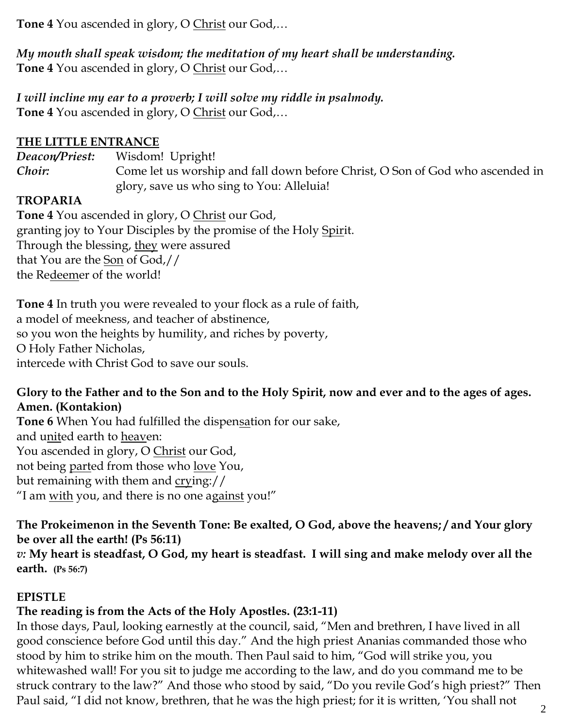**Tone 4** You ascended in glory, O <u>Christ</u> our God,…

***My mouth shall speak wisdom; the meditation of my heart shall be understanding.***
**Tone 4** You ascended in glory, O <u>Christ</u> our God,…

***I will incline my ear to a proverb; I will solve my riddle in psalmody.***
**Tone 4** You ascended in glory, O <u>Christ</u> our God,…

## <u>THE LITTLE ENTRANCE</u>

***Deacon/Priest:*** Wisdom! Upright!
***Choir:*** Come let us worship and fall down before Christ, O Son of God who ascended in glory, save us who sing to You: Alleluia!

## TROPARIA

**Tone 4** You ascended in glory, O <u>Christ</u> our God,
granting joy to Your Disciples by the promise of the Holy <u>Spir</u>it.
Through the blessing, <u>they</u> were assured
that You are the <u>Son</u> of God,//
the Re<u>deem</u>er of the world!

**Tone 4** In truth you were revealed to your flock as a rule of faith,
a model of meekness, and teacher of abstinence,
so you won the heights by humility, and riches by poverty,
O Holy Father Nicholas,
intercede with Christ God to save our souls.

**Glory to the Father and to the Son and to the Holy Spirit, now and ever and to the ages of ages. Amen. (Kontakion)**
**Tone 6** When You had fulfilled the dispen<u>sa</u>tion for our sake,
and u<u>nit</u>ed earth to <u>heav</u>en:
You ascended in glory, O <u>Christ</u> our God,
not being <u>part</u>ed from those who <u>love</u> You,
but remaining with them and <u>cry</u>ing://
"I am <u>with</u> you, and there is no one a<u>gainst</u> you!"

**The Prokeimenon in the Seventh Tone: Be exalted, O God, above the heavens;/ and Your glory be over all the earth! (Ps 56:11)**
*v:* **My heart is steadfast, O God, my heart is steadfast. I will sing and make melody over all the earth. (Ps 56:7)**

## EPISTLE

**The reading is from the Acts of the Holy Apostles. (23:1-11)**
In those days, Paul, looking earnestly at the council, said, "Men and brethren, I have lived in all good conscience before God until this day." And the high priest Ananias commanded those who stood by him to strike him on the mouth. Then Paul said to him, "God will strike you, you whitewashed wall! For you sit to judge me according to the law, and do you command me to be struck contrary to the law?" And those who stood by said, "Do you revile God's high priest?" Then Paul said, "I did not know, brethren, that he was the high priest; for it is written, 'You shall not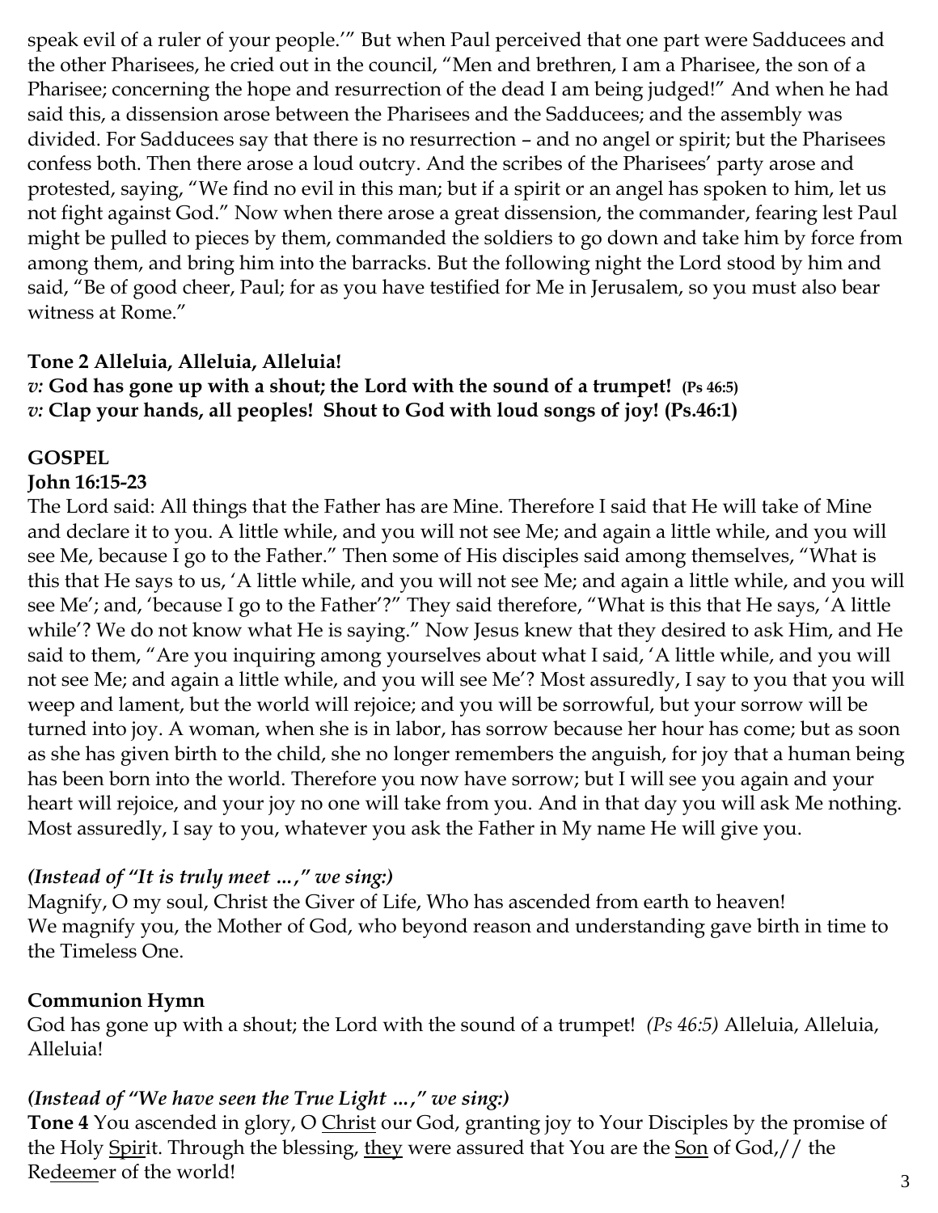speak evil of a ruler of your people.'" But when Paul perceived that one part were Sadducees and the other Pharisees, he cried out in the council, "Men and brethren, I am a Pharisee, the son of a Pharisee; concerning the hope and resurrection of the dead I am being judged!" And when he had said this, a dissension arose between the Pharisees and the Sadducees; and the assembly was divided. For Sadducees say that there is no resurrection – and no angel or spirit; but the Pharisees confess both. Then there arose a loud outcry. And the scribes of the Pharisees' party arose and protested, saying, "We find no evil in this man; but if a spirit or an angel has spoken to him, let us not fight against God." Now when there arose a great dissension, the commander, fearing lest Paul might be pulled to pieces by them, commanded the soldiers to go down and take him by force from among them, and bring him into the barracks. But the following night the Lord stood by him and said, "Be of good cheer, Paul; for as you have testified for Me in Jerusalem, so you must also bear witness at Rome."

**Tone 2 Alleluia, Alleluia, Alleluia!**
***v:*** **God has gone up with a shout; the Lord with the sound of a trumpet! (Ps 46:5)**
***v:*** **Clap your hands, all peoples! Shout to God with loud songs of joy! (Ps.46:1)**

**GOSPEL**
**John 16:15-23**

The Lord said: All things that the Father has are Mine. Therefore I said that He will take of Mine and declare it to you. A little while, and you will not see Me; and again a little while, and you will see Me, because I go to the Father." Then some of His disciples said among themselves, "What is this that He says to us, 'A little while, and you will not see Me; and again a little while, and you will see Me'; and, 'because I go to the Father'?" They said therefore, "What is this that He says, 'A little while'? We do not know what He is saying." Now Jesus knew that they desired to ask Him, and He said to them, "Are you inquiring among yourselves about what I said, 'A little while, and you will not see Me; and again a little while, and you will see Me'? Most assuredly, I say to you that you will weep and lament, but the world will rejoice; and you will be sorrowful, but your sorrow will be turned into joy. A woman, when she is in labor, has sorrow because her hour has come; but as soon as she has given birth to the child, she no longer remembers the anguish, for joy that a human being has been born into the world. Therefore you now have sorrow; but I will see you again and your heart will rejoice, and your joy no one will take from you. And in that day you will ask Me nothing. Most assuredly, I say to you, whatever you ask the Father in My name He will give you.

***(Instead of "It is truly meet …," we sing:)***

Magnify, O my soul, Christ the Giver of Life, Who has ascended from earth to heaven!
We magnify you, the Mother of God, who beyond reason and understanding gave birth in time to the Timeless One.

**Communion Hymn**

God has gone up with a shout; the Lord with the sound of a trumpet! *(Ps 46:5)* Alleluia, Alleluia, Alleluia!

***(Instead of "We have seen the True Light …," we sing:)***

**Tone 4** You ascended in glory, O Christ our God, granting joy to Your Disciples by the promise of the Holy Spirit. Through the blessing, they were assured that You are the Son of God,// the Redeemer of the world!